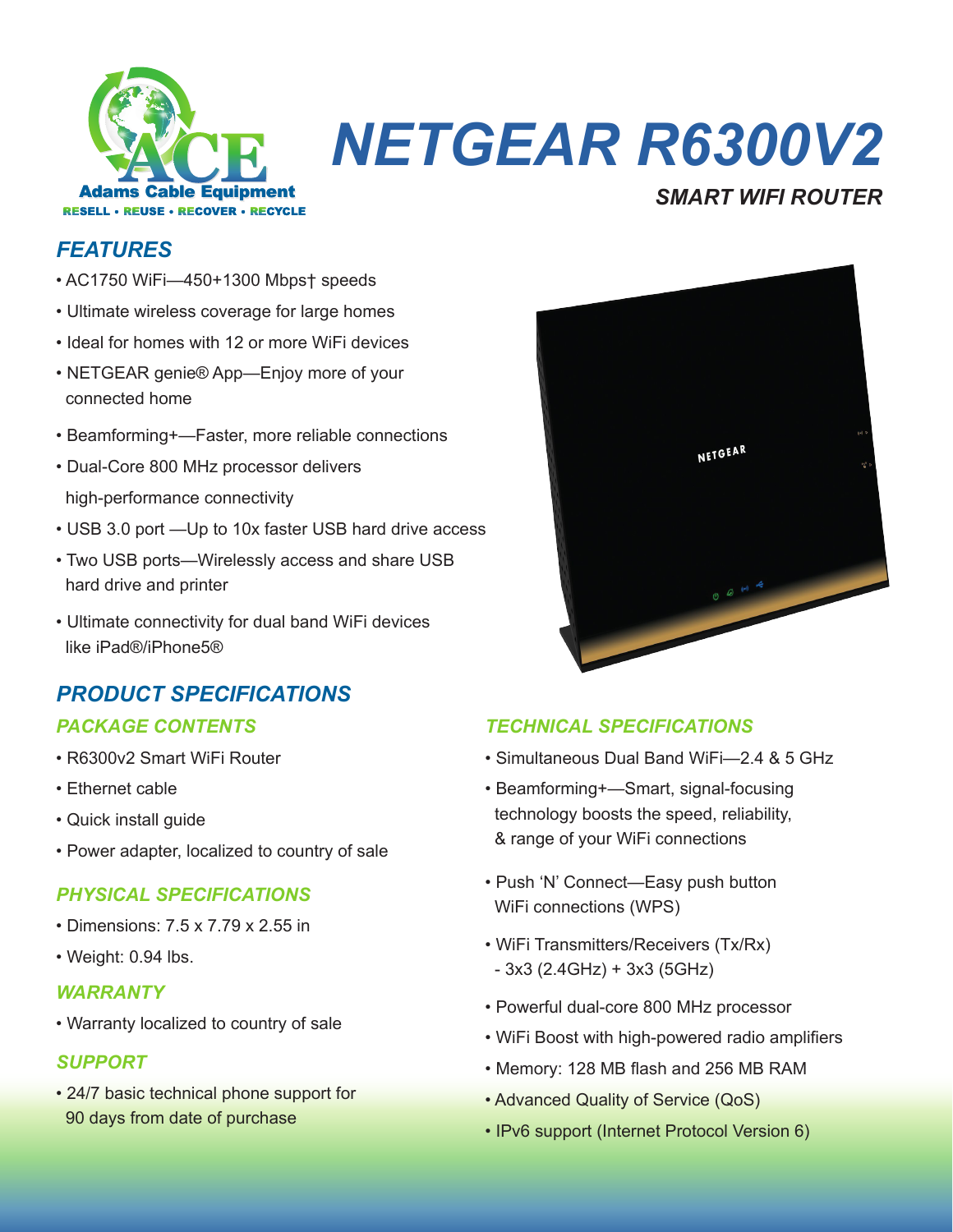ACE Adams Cable Equipment
RESELL • REUSE • RECOVER • RECYCLE

# NETGEAR R6300V2

### SMART WIFI ROUTER

## FEATURES

- AC1750 WiFi—450+1300 Mbps† speeds
- Ultimate wireless coverage for large homes
- Ideal for homes with 12 or more WiFi devices
- NETGEAR genie® App—Enjoy more of your connected home
- Beamforming+—Faster, more reliable connections
- Dual-Core 800 MHz processor delivers high-performance connectivity
- USB 3.0 port —Up to 10x faster USB hard drive access
- Two USB ports—Wirelessly access and share USB hard drive and printer
- Ultimate connectivity for dual band WiFi devices like iPad®/iPhone5®

## PRODUCT SPECIFICATIONS

### PACKAGE CONTENTS

- R6300v2 Smart WiFi Router
- Ethernet cable
- Quick install guide
- Power adapter, localized to country of sale

### PHYSICAL SPECIFICATIONS

- Dimensions: 7.5 x 7.79 x 2.55 in
- Weight: 0.94 lbs.

### WARRANTY

- Warranty localized to country of sale

### SUPPORT

- 24/7 basic technical phone support for 90 days from date of purchase

### TECHNICAL SPECIFICATIONS

- Simultaneous Dual Band WiFi—2.4 & 5 GHz
- Beamforming+—Smart, signal-focusing technology boosts the speed, reliability, & range of your WiFi connections
- Push 'N' Connect—Easy push button WiFi connections (WPS)
- WiFi Transmitters/Receivers (Tx/Rx) - 3x3 (2.4GHz) + 3x3 (5GHz)
- Powerful dual-core 800 MHz processor
- WiFi Boost with high-powered radio amplifiers
- Memory: 128 MB flash and 256 MB RAM
- Advanced Quality of Service (QoS)
- IPv6 support (Internet Protocol Version 6)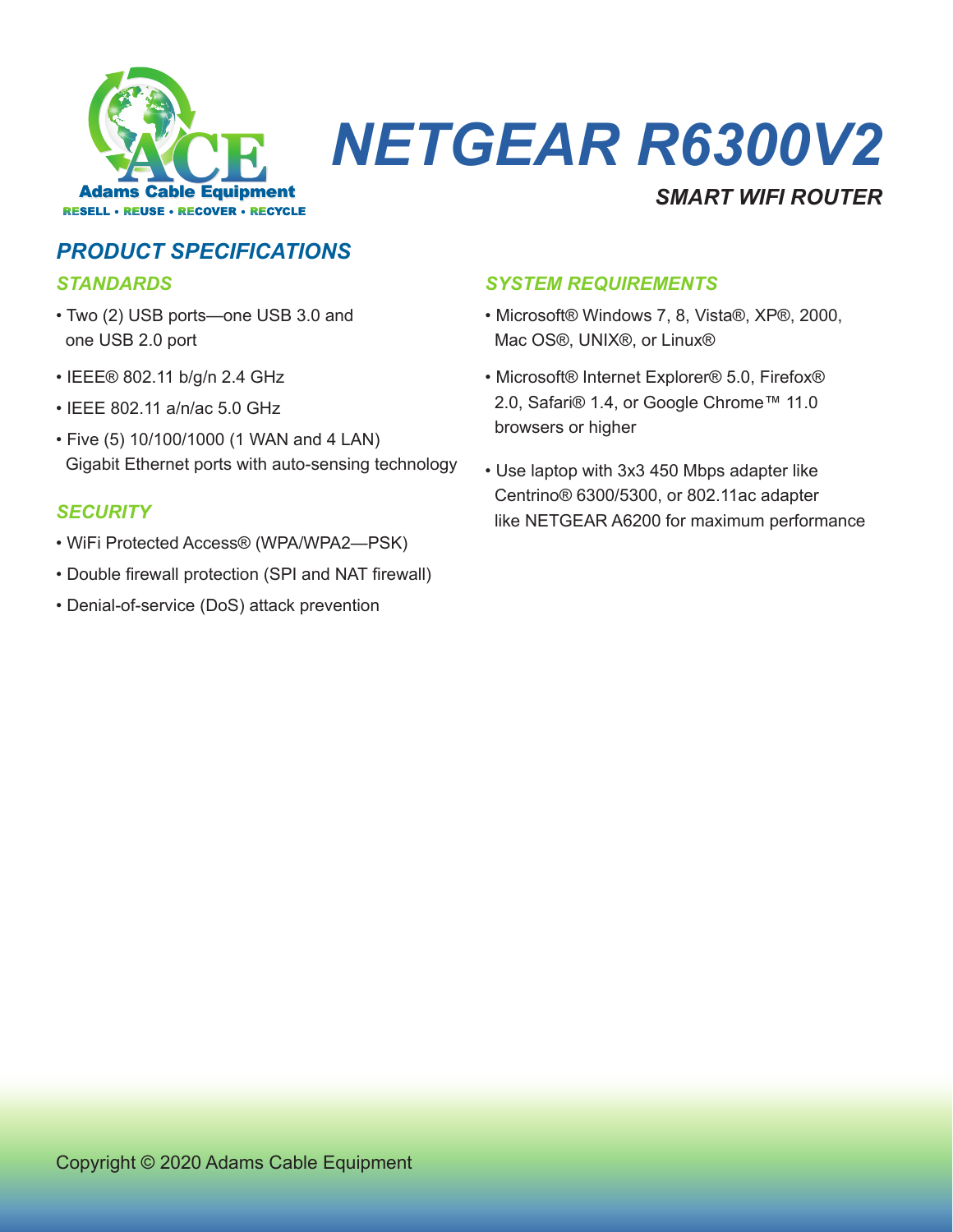# NETGEAR R6300V2

### SMART WIFI ROUTER

## PRODUCT SPECIFICATIONS

### STANDARDS

- Two (2) USB ports—one USB 3.0 and one USB 2.0 port
- IEEE® 802.11 b/g/n 2.4 GHz
- IEEE 802.11 a/n/ac 5.0 GHz
- Five (5) 10/100/1000 (1 WAN and 4 LAN) Gigabit Ethernet ports with auto-sensing technology

### SECURITY

- WiFi Protected Access® (WPA/WPA2—PSK)
- Double firewall protection (SPI and NAT firewall)
- Denial-of-service (DoS) attack prevention

### SYSTEM REQUIREMENTS

- Microsoft® Windows 7, 8, Vista®, XP®, 2000, Mac OS®, UNIX®, or Linux®
- Microsoft® Internet Explorer® 5.0, Firefox® 2.0, Safari® 1.4, or Google Chrome™ 11.0 browsers or higher
- Use laptop with 3x3 450 Mbps adapter like Centrino® 6300/5300, or 802.11ac adapter like NETGEAR A6200 for maximum performance

Copyright © 2020 Adams Cable Equipment